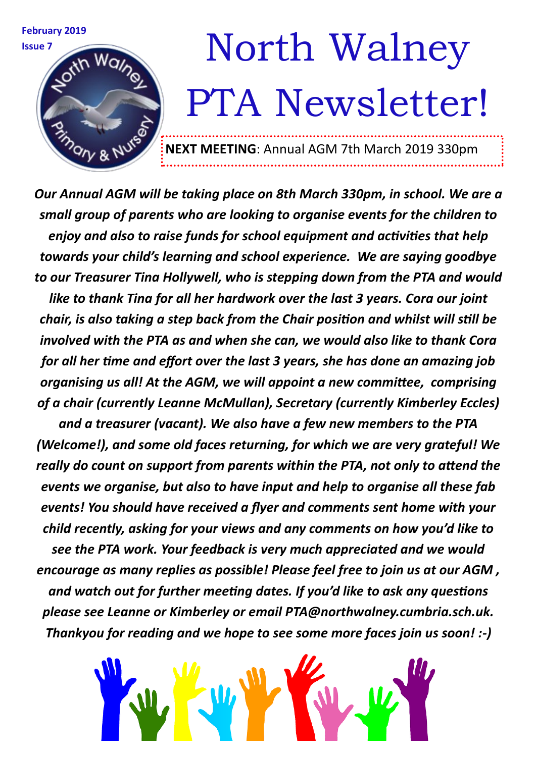**February 2019**
**Issue 7**

# North Walney PTA Newsletter!

**NEXT MEETING**: Annual AGM 7th March 2019 330pm

***Our Annual AGM will be taking place on 8th March 330pm, in school. We are a small group of parents who are looking to organise events for the children to enjoy and also to raise funds for school equipment and activities that help towards your child's learning and school experience. We are saying goodbye to our Treasurer Tina Hollywell, who is stepping down from the PTA and would like to thank Tina for all her hardwork over the last 3 years. Cora our joint chair, is also taking a step back from the Chair position and whilst will still be involved with the PTA as and when she can, we would also like to thank Cora for all her time and effort over the last 3 years, she has done an amazing job organising us all! At the AGM, we will appoint a new committee, comprising of a chair (currently Leanne McMullan), Secretary (currently Kimberley Eccles) and a treasurer (vacant). We also have a few new members to the PTA (Welcome!), and some old faces returning, for which we are very grateful! We really do count on support from parents within the PTA, not only to attend the events we organise, but also to have input and help to organise all these fab events! You should have received a flyer and comments sent home with your child recently, asking for your views and any comments on how you'd like to see the PTA work. Your feedback is very much appreciated and we would encourage as many replies as possible! Please feel free to join us at our AGM , and watch out for further meeting dates. If you'd like to ask any questions please see Leanne or Kimberley or email PTA@northwalney.cumbria.sch.uk. Thankyou for reading and we hope to see some more faces join us soon! :-)***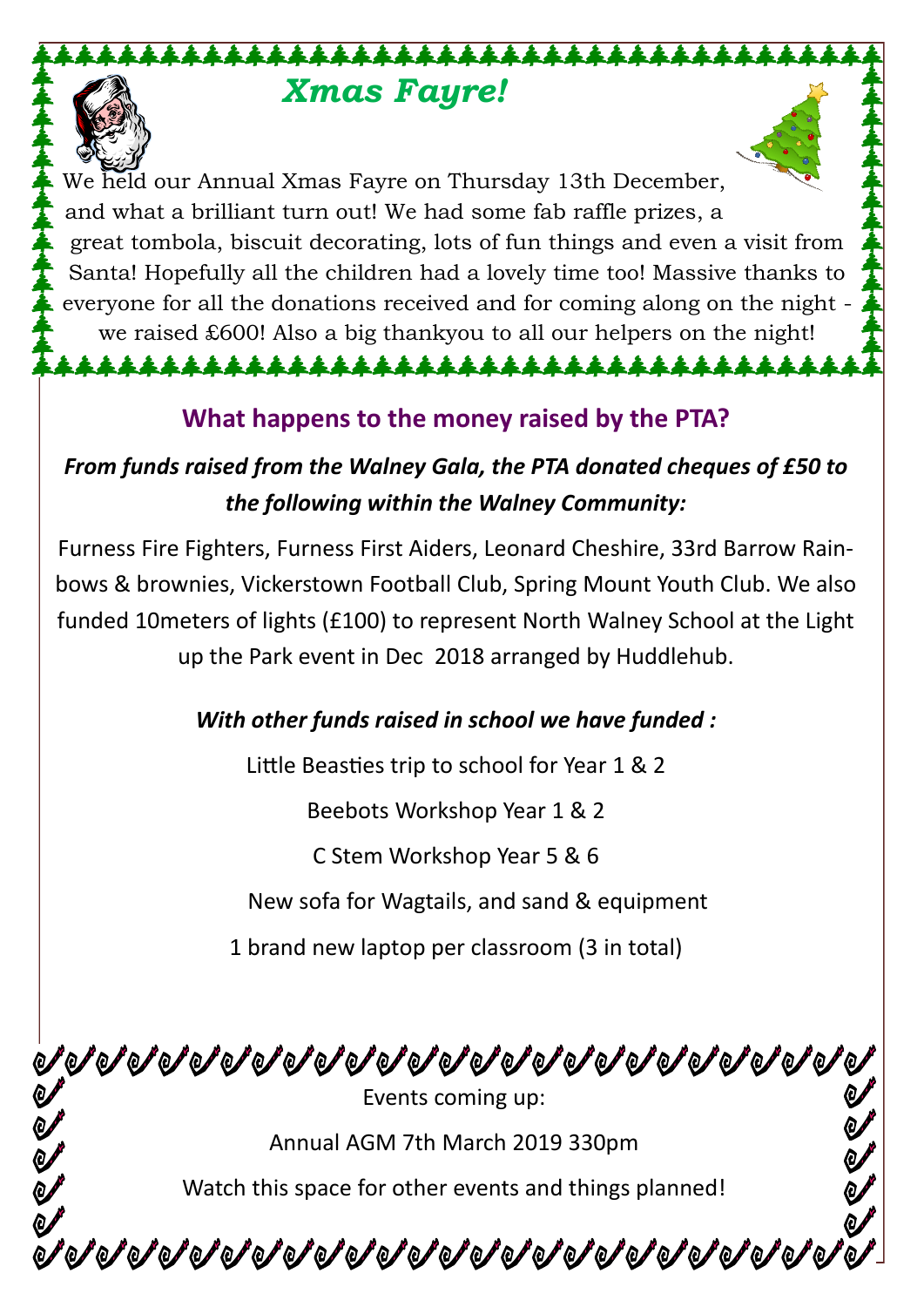## Xmas Fayre!

We held our Annual Xmas Fayre on Thursday 13th December, and what a brilliant turn out! We had some fab raffle prizes, a great tombola, biscuit decorating, lots of fun things and even a visit from Santa! Hopefully all the children had a lovely time too! Massive thanks to everyone for all the donations received and for coming along on the night - we raised £600! Also a big thankyou to all our helpers on the night!

## What happens to the money raised by the PTA?

***From funds raised from the Walney Gala, the PTA donated cheques of £50 to the following within the Walney Community:***

Furness Fire Fighters, Furness First Aiders, Leonard Cheshire, 33rd Barrow Rainbows & brownies, Vickerstown Football Club, Spring Mount Youth Club. We also funded 10meters of lights (£100) to represent North Walney School at the Light up the Park event in Dec 2018 arranged by Huddlehub.

***With other funds raised in school we have funded :***

Little Beasties trip to school for Year 1 & 2

Beebots Workshop Year 1 & 2

C Stem Workshop Year 5 & 6

New sofa for Wagtails, and sand & equipment

1 brand new laptop per classroom (3 in total)

Events coming up:

Annual AGM 7th March 2019 330pm

Watch this space for other events and things planned!